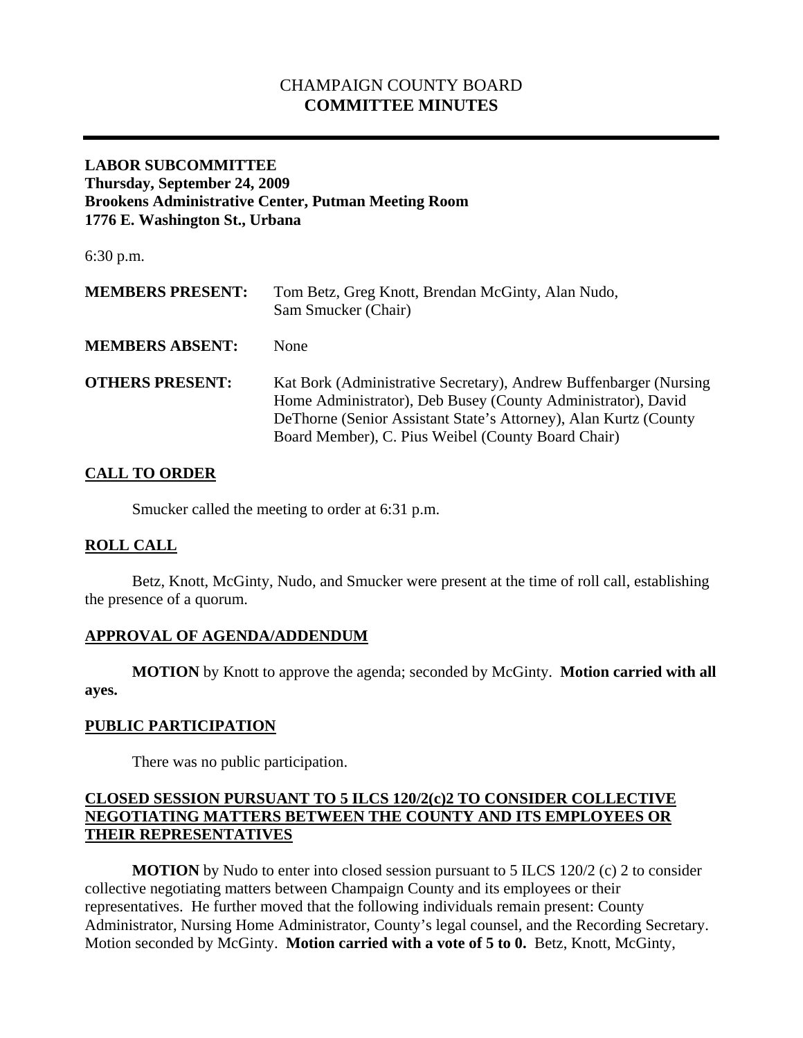# CHAMPAIGN COUNTY BOARD
# **COMMITTEE MINUTES**

---

**LABOR SUBCOMMITTEE**
**Thursday, September 24, 2009**
**Brookens Administrative Center, Putman Meeting Room**
**1776 E. Washington St., Urbana**

6:30 p.m.

| | |
|---|---|
| **MEMBERS PRESENT:** | Tom Betz, Greg Knott, Brendan McGinty, Alan Nudo, Sam Smucker (Chair) |
| **MEMBERS ABSENT:** | None |
| **OTHERS PRESENT:** | Kat Bork (Administrative Secretary), Andrew Buffenbarger (Nursing Home Administrator), Deb Busey (County Administrator), David DeThorne (Senior Assistant State's Attorney), Alan Kurtz (County Board Member), C. Pius Weibel (County Board Chair) |

## CALL TO ORDER

Smucker called the meeting to order at 6:31 p.m.

## ROLL CALL

Betz, Knott, McGinty, Nudo, and Smucker were present at the time of roll call, establishing the presence of a quorum.

## APPROVAL OF AGENDA/ADDENDUM

**MOTION** by Knott to approve the agenda; seconded by McGinty. **Motion carried with all ayes.**

## PUBLIC PARTICIPATION

There was no public participation.

## CLOSED SESSION PURSUANT TO 5 ILCS 120/2(c)2 TO CONSIDER COLLECTIVE NEGOTIATING MATTERS BETWEEN THE COUNTY AND ITS EMPLOYEES OR THEIR REPRESENTATIVES

**MOTION** by Nudo to enter into closed session pursuant to 5 ILCS 120/2 (c) 2 to consider collective negotiating matters between Champaign County and its employees or their representatives. He further moved that the following individuals remain present: County Administrator, Nursing Home Administrator, County's legal counsel, and the Recording Secretary. Motion seconded by McGinty. **Motion carried with a vote of 5 to 0.** Betz, Knott, McGinty,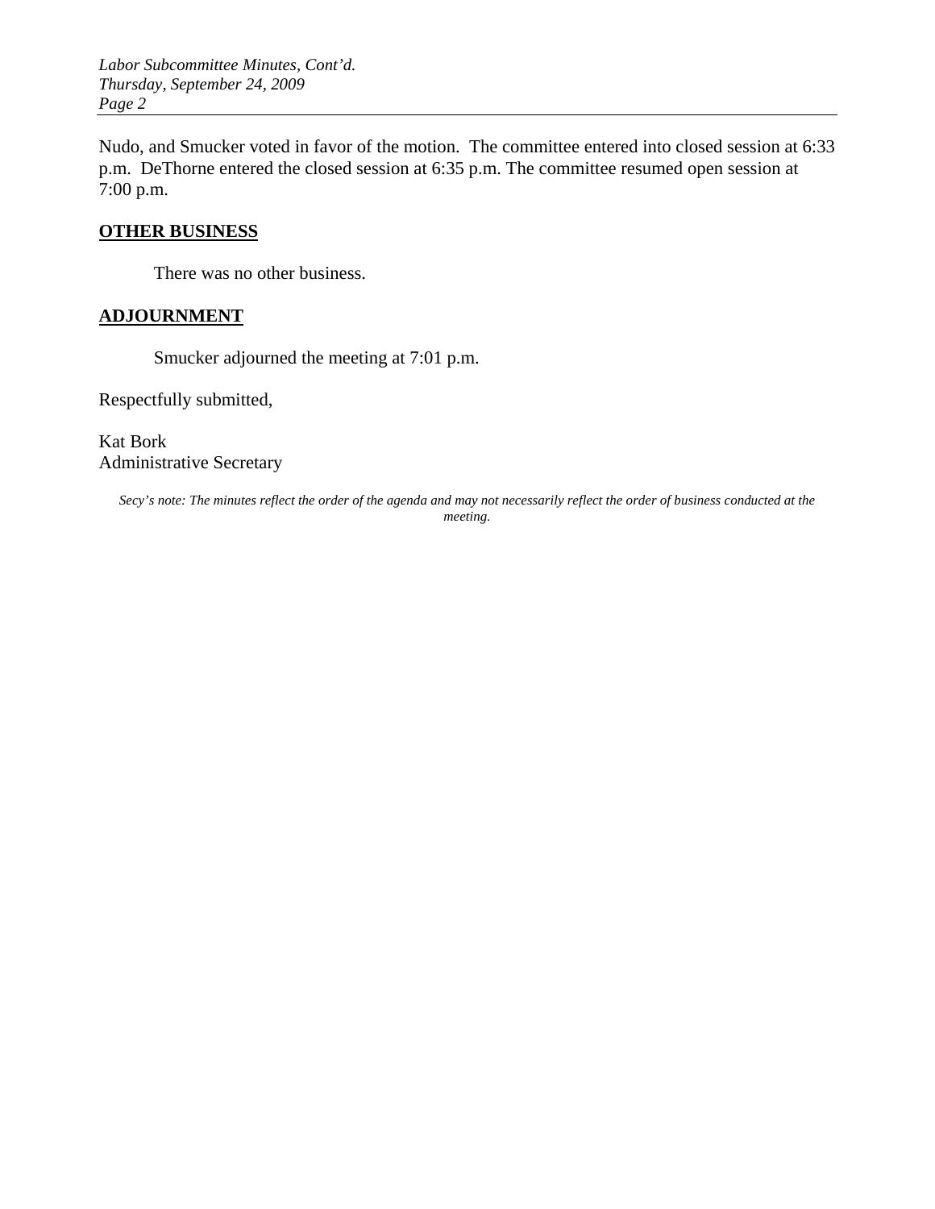Nudo, and Smucker voted in favor of the motion. The committee entered into closed session at 6:33 p.m. DeThorne entered the closed session at 6:35 p.m. The committee resumed open session at 7:00 p.m.

**OTHER BUSINESS**

There was no other business.

**ADJOURNMENT**

Smucker adjourned the meeting at 7:01 p.m.

Respectfully submitted,

Kat Bork
Administrative Secretary

*Secy's note: The minutes reflect the order of the agenda and may not necessarily reflect the order of business conducted at the meeting.*